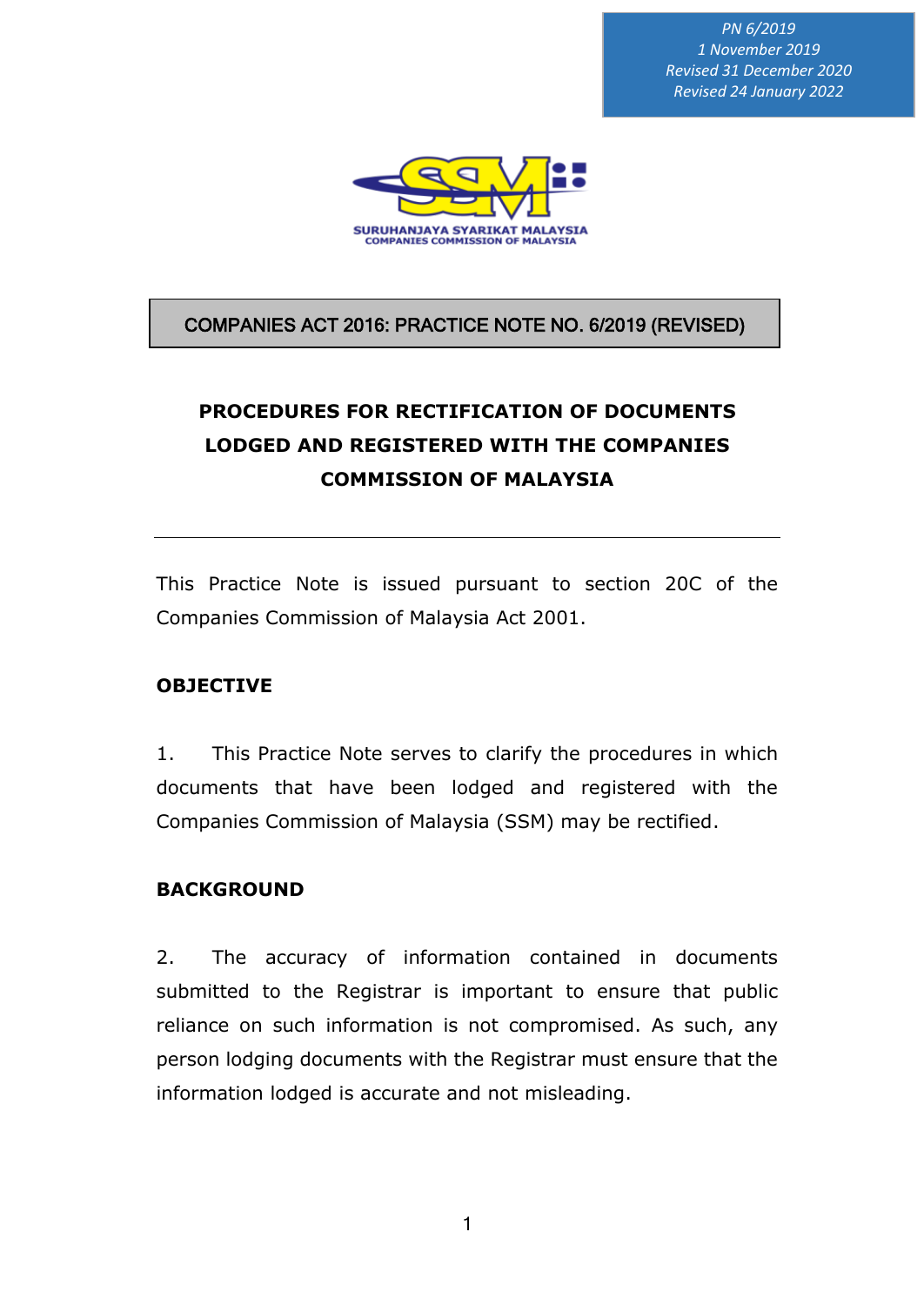PN 6/2019
1 November 2019
Revised 31 December 2020
Revised 24 January 2022

SURUHANJAYA SYARIKAT MALAYSIA
COMPANIES COMMISSION OF MALAYSIA

**COMPANIES ACT 2016: PRACTICE NOTE NO. 6/2019 (REVISED)**

# PROCEDURES FOR RECTIFICATION OF DOCUMENTS LODGED AND REGISTERED WITH THE COMPANIES COMMISSION OF MALAYSIA

---

This Practice Note is issued pursuant to section 20C of the Companies Commission of Malaysia Act 2001.

## OBJECTIVE

1. This Practice Note serves to clarify the procedures in which documents that have been lodged and registered with the Companies Commission of Malaysia (SSM) may be rectified.

## BACKGROUND

2. The accuracy of information contained in documents submitted to the Registrar is important to ensure that public reliance on such information is not compromised. As such, any person lodging documents with the Registrar must ensure that the information lodged is accurate and not misleading.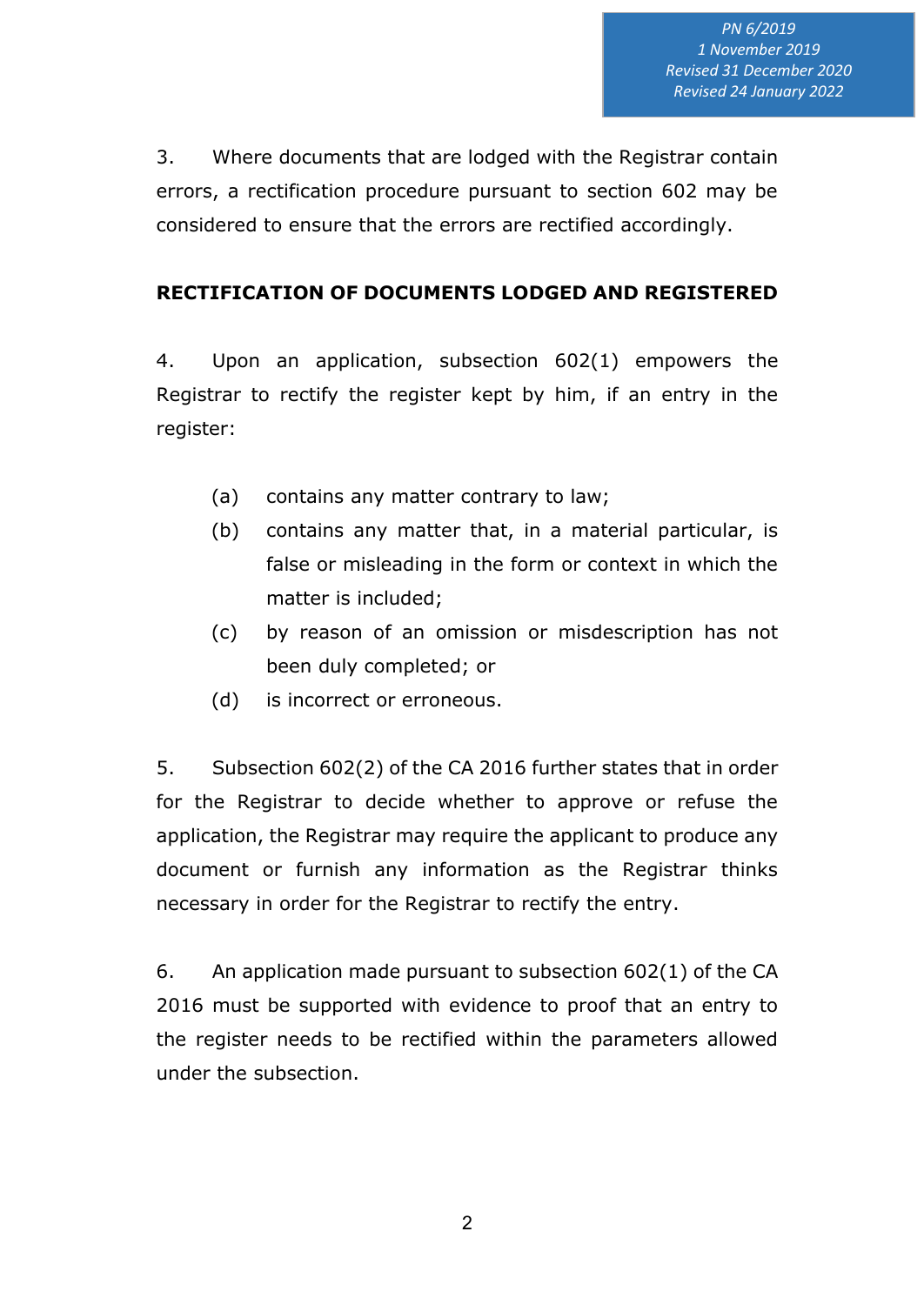3. Where documents that are lodged with the Registrar contain errors, a rectification procedure pursuant to section 602 may be considered to ensure that the errors are rectified accordingly.

**RECTIFICATION OF DOCUMENTS LODGED AND REGISTERED**

4. Upon an application, subsection 602(1) empowers the Registrar to rectify the register kept by him, if an entry in the register:

(a) contains any matter contrary to law;

(b) contains any matter that, in a material particular, is false or misleading in the form or context in which the matter is included;

(c) by reason of an omission or misdescription has not been duly completed; or

(d) is incorrect or erroneous.

5. Subsection 602(2) of the CA 2016 further states that in order for the Registrar to decide whether to approve or refuse the application, the Registrar may require the applicant to produce any document or furnish any information as the Registrar thinks necessary in order for the Registrar to rectify the entry.

6. An application made pursuant to subsection 602(1) of the CA 2016 must be supported with evidence to proof that an entry to the register needs to be rectified within the parameters allowed under the subsection.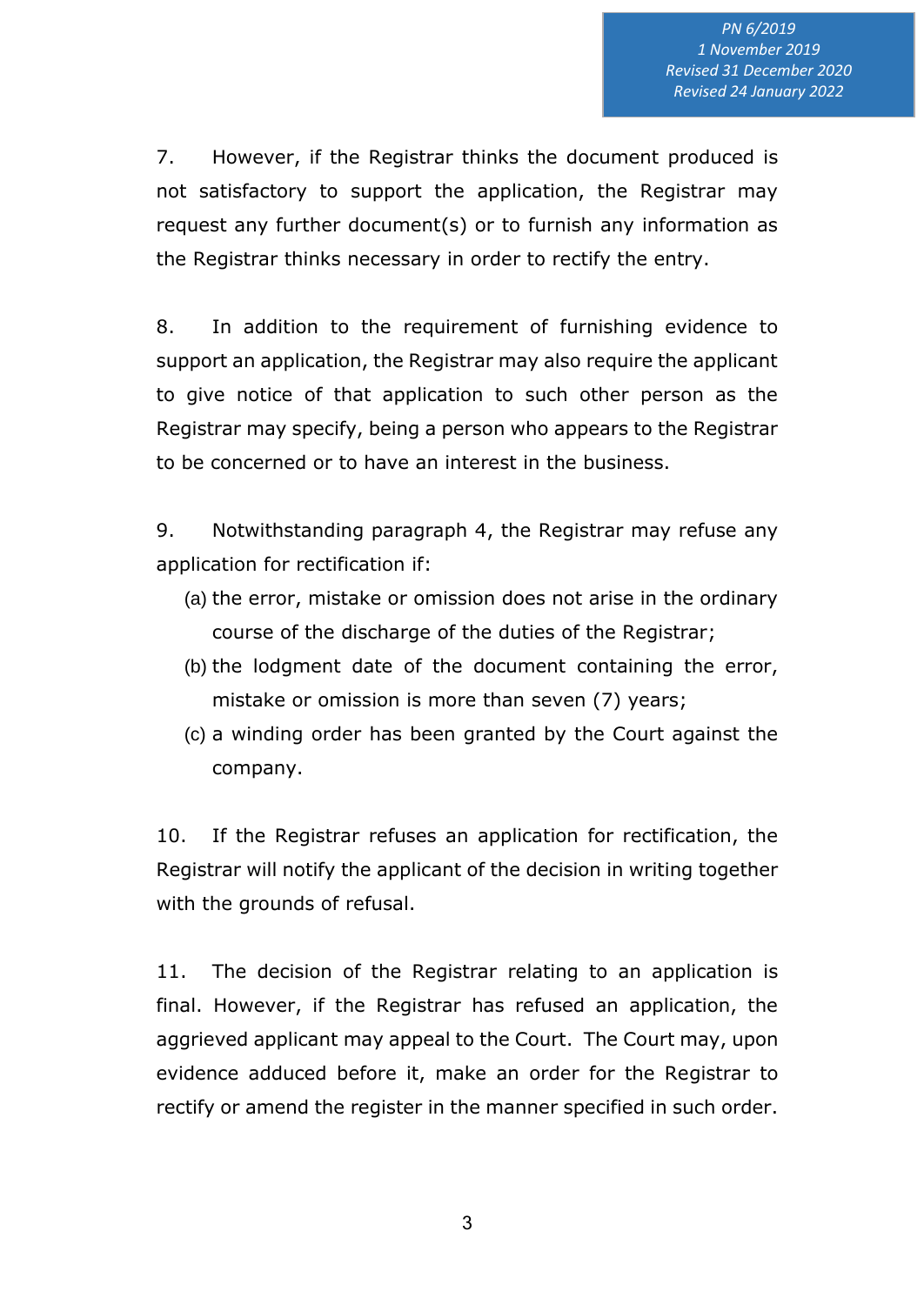7. However, if the Registrar thinks the document produced is not satisfactory to support the application, the Registrar may request any further document(s) or to furnish any information as the Registrar thinks necessary in order to rectify the entry.

8. In addition to the requirement of furnishing evidence to support an application, the Registrar may also require the applicant to give notice of that application to such other person as the Registrar may specify, being a person who appears to the Registrar to be concerned or to have an interest in the business.

9. Notwithstanding paragraph 4, the Registrar may refuse any application for rectification if:

(a) the error, mistake or omission does not arise in the ordinary course of the discharge of the duties of the Registrar;

(b) the lodgment date of the document containing the error, mistake or omission is more than seven (7) years;

(c) a winding order has been granted by the Court against the company.

10. If the Registrar refuses an application for rectification, the Registrar will notify the applicant of the decision in writing together with the grounds of refusal.

11. The decision of the Registrar relating to an application is final. However, if the Registrar has refused an application, the aggrieved applicant may appeal to the Court. The Court may, upon evidence adduced before it, make an order for the Registrar to rectify or amend the register in the manner specified in such order.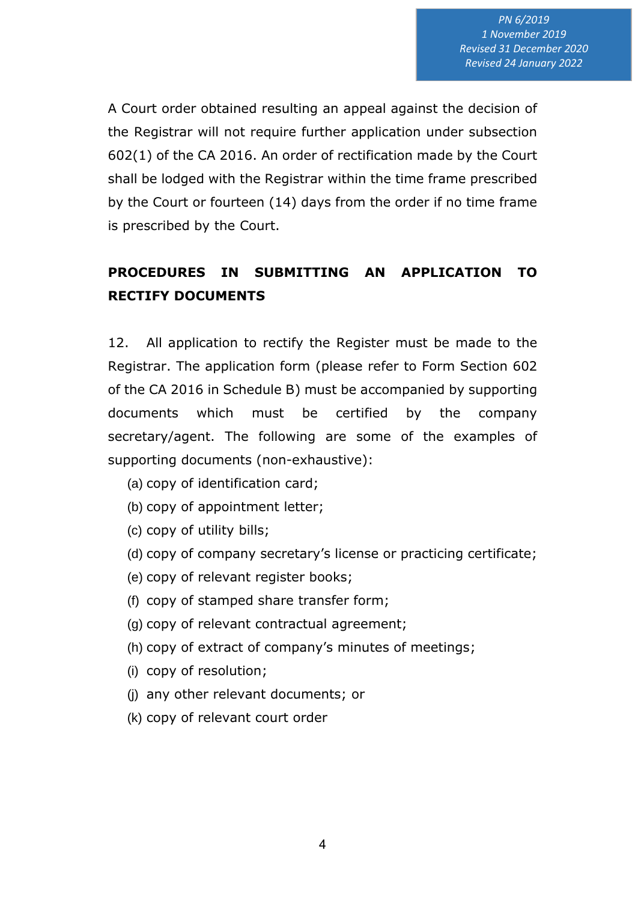A Court order obtained resulting an appeal against the decision of the Registrar will not require further application under subsection 602(1) of the CA 2016. An order of rectification made by the Court shall be lodged with the Registrar within the time frame prescribed by the Court or fourteen (14) days from the order if no time frame is prescribed by the Court.

## PROCEDURES IN SUBMITTING AN APPLICATION TO RECTIFY DOCUMENTS

12. All application to rectify the Register must be made to the Registrar. The application form (please refer to Form Section 602 of the CA 2016 in Schedule B) must be accompanied by supporting documents which must be certified by the company secretary/agent. The following are some of the examples of supporting documents (non-exhaustive):

(a) copy of identification card;
(b) copy of appointment letter;
(c) copy of utility bills;
(d) copy of company secretary's license or practicing certificate;
(e) copy of relevant register books;
(f) copy of stamped share transfer form;
(g) copy of relevant contractual agreement;
(h) copy of extract of company's minutes of meetings;
(i) copy of resolution;
(j) any other relevant documents; or
(k) copy of relevant court order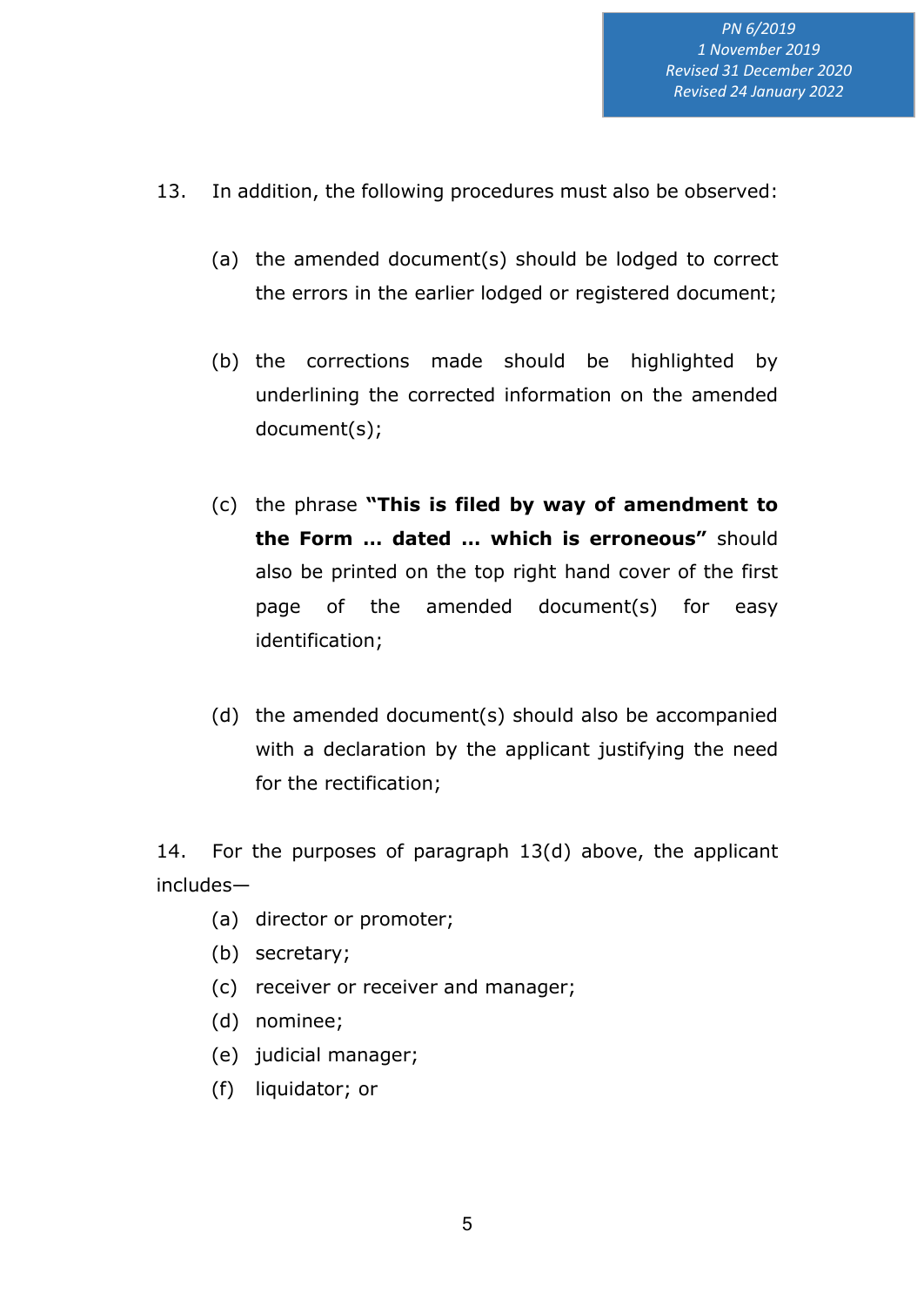13. In addition, the following procedures must also be observed:

    (a) the amended document(s) should be lodged to correct the errors in the earlier lodged or registered document;

    (b) the corrections made should be highlighted by underlining the corrected information on the amended document(s);

    (c) the phrase **"This is filed by way of amendment to the Form … dated … which is erroneous"** should also be printed on the top right hand cover of the first page of the amended document(s) for easy identification;

    (d) the amended document(s) should also be accompanied with a declaration by the applicant justifying the need for the rectification;

14. For the purposes of paragraph 13(d) above, the applicant includes—

    (a) director or promoter;
    (b) secretary;
    (c) receiver or receiver and manager;
    (d) nominee;
    (e) judicial manager;
    (f) liquidator; or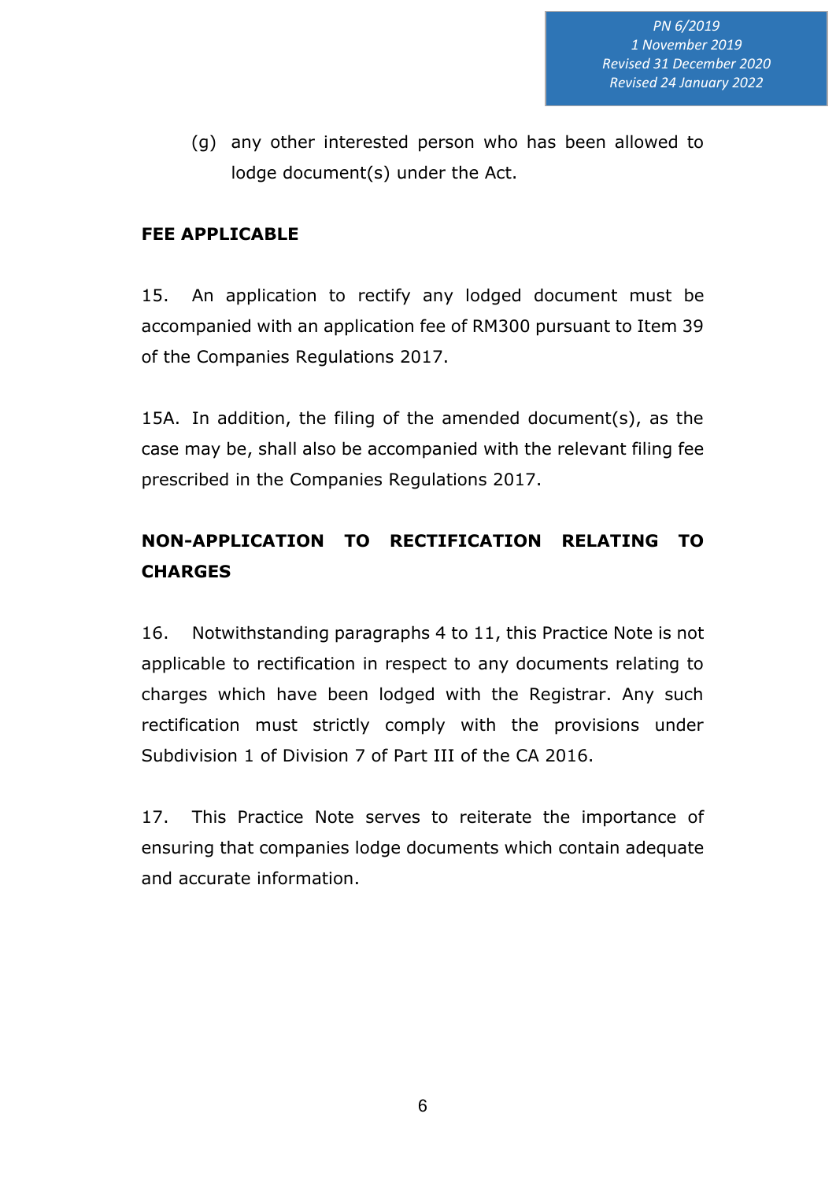(g) any other interested person who has been allowed to lodge document(s) under the Act.

**FEE APPLICABLE**

15. An application to rectify any lodged document must be accompanied with an application fee of RM300 pursuant to Item 39 of the Companies Regulations 2017.

15A. In addition, the filing of the amended document(s), as the case may be, shall also be accompanied with the relevant filing fee prescribed in the Companies Regulations 2017.

**NON-APPLICATION TO RECTIFICATION RELATING TO CHARGES**

16. Notwithstanding paragraphs 4 to 11, this Practice Note is not applicable to rectification in respect to any documents relating to charges which have been lodged with the Registrar. Any such rectification must strictly comply with the provisions under Subdivision 1 of Division 7 of Part III of the CA 2016.

17. This Practice Note serves to reiterate the importance of ensuring that companies lodge documents which contain adequate and accurate information.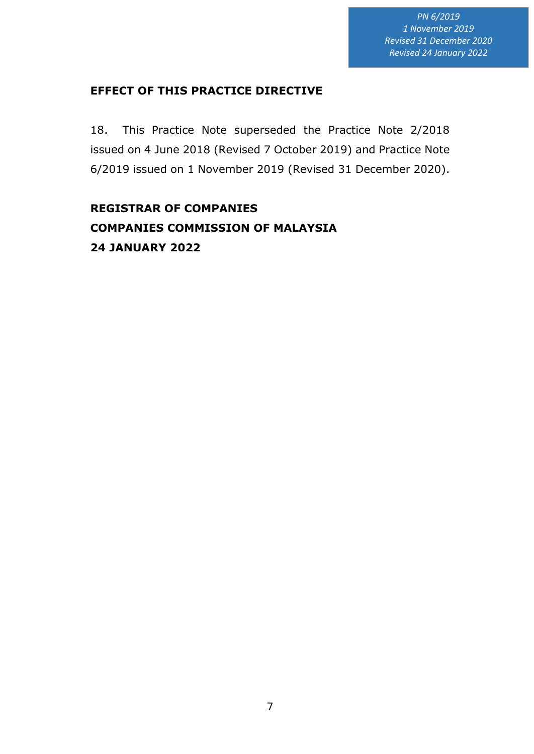## EFFECT OF THIS PRACTICE DIRECTIVE

18. This Practice Note superseded the Practice Note 2/2018 issued on 4 June 2018 (Revised 7 October 2019) and Practice Note 6/2019 issued on 1 November 2019 (Revised 31 December 2020).

**REGISTRAR OF COMPANIES**
**COMPANIES COMMISSION OF MALAYSIA**
**24 JANUARY 2022**